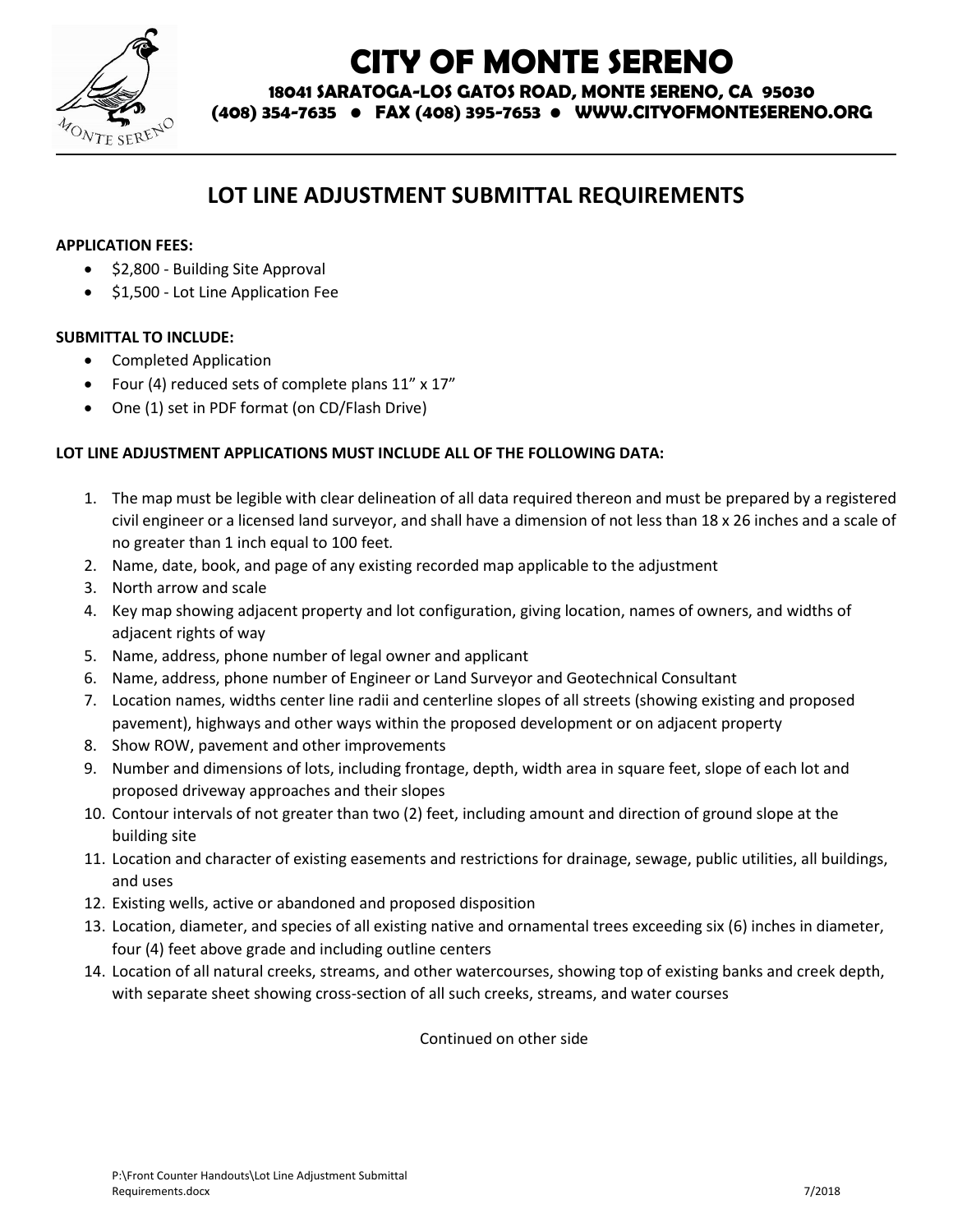# CITY OF MONTE SERENO

**18041 SARATOGA-LOS GATOS ROAD, MONTE SERENO, CA 95030**
**(408) 354-7635 • FAX (408) 395-7653 • WWW.CITYOFMONTESERENO.ORG**

## LOT LINE ADJUSTMENT SUBMITTAL REQUIREMENTS

**APPLICATION FEES:**

- $2,800 - Building Site Approval
- $1,500 - Lot Line Application Fee

**SUBMITTAL TO INCLUDE:**

- Completed Application
- Four (4) reduced sets of complete plans 11" x 17"
- One (1) set in PDF format (on CD/Flash Drive)

**LOT LINE ADJUSTMENT APPLICATIONS MUST INCLUDE ALL OF THE FOLLOWING DATA:**

1. The map must be legible with clear delineation of all data required thereon and must be prepared by a registered civil engineer or a licensed land surveyor, and shall have a dimension of not less than 18 x 26 inches and a scale of no greater than 1 inch equal to 100 feet.
2. Name, date, book, and page of any existing recorded map applicable to the adjustment
3. North arrow and scale
4. Key map showing adjacent property and lot configuration, giving location, names of owners, and widths of adjacent rights of way
5. Name, address, phone number of legal owner and applicant
6. Name, address, phone number of Engineer or Land Surveyor and Geotechnical Consultant
7. Location names, widths center line radii and centerline slopes of all streets (showing existing and proposed pavement), highways and other ways within the proposed development or on adjacent property
8. Show ROW, pavement and other improvements
9. Number and dimensions of lots, including frontage, depth, width area in square feet, slope of each lot and proposed driveway approaches and their slopes
10. Contour intervals of not greater than two (2) feet, including amount and direction of ground slope at the building site
11. Location and character of existing easements and restrictions for drainage, sewage, public utilities, all buildings, and uses
12. Existing wells, active or abandoned and proposed disposition
13. Location, diameter, and species of all existing native and ornamental trees exceeding six (6) inches in diameter, four (4) feet above grade and including outline centers
14. Location of all natural creeks, streams, and other watercourses, showing top of existing banks and creek depth, with separate sheet showing cross-section of all such creeks, streams, and water courses

Continued on other side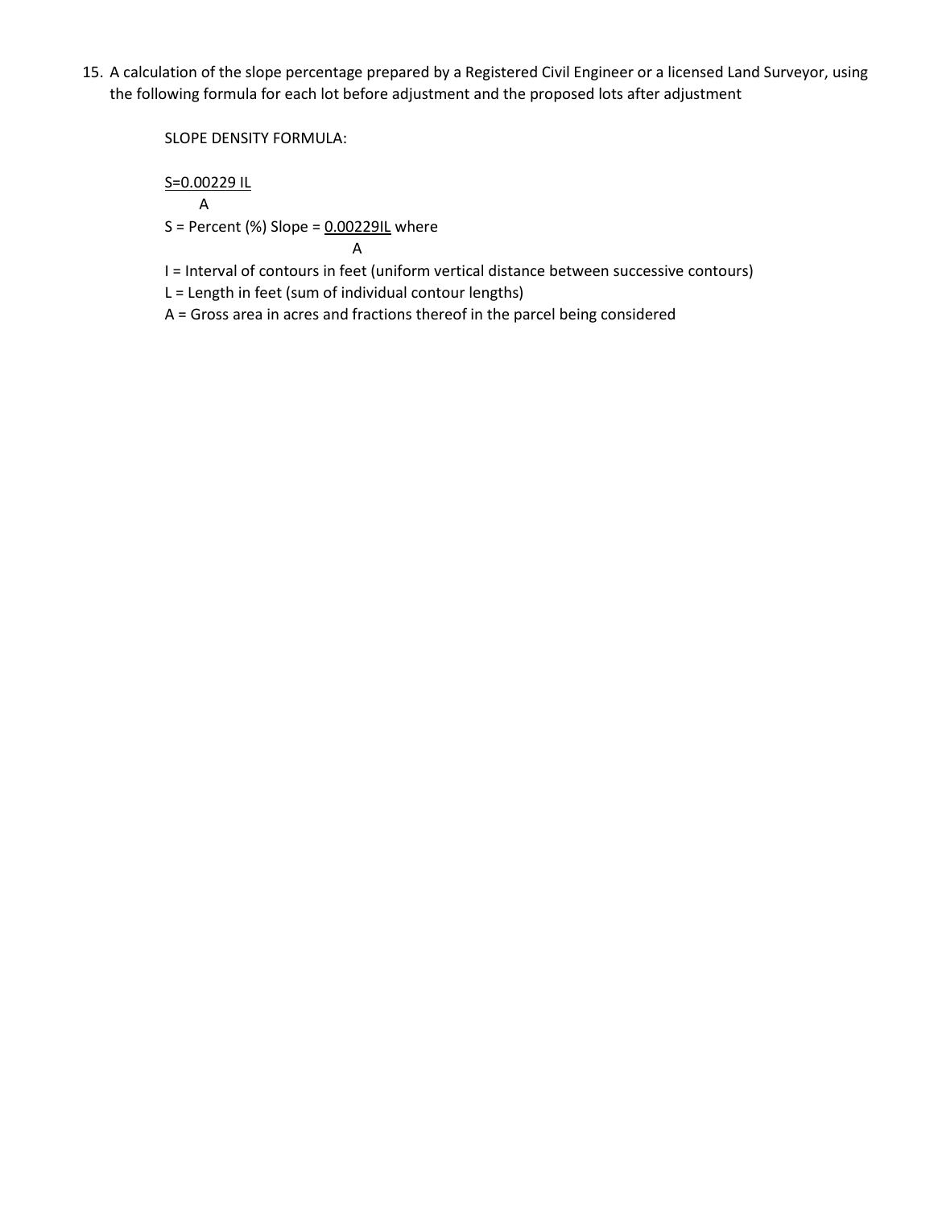15. A calculation of the slope percentage prepared by a Registered Civil Engineer or a licensed Land Surveyor, using the following formula for each lot before adjustment and the proposed lots after adjustment

    SLOPE DENSITY FORMULA:

    $$S = \frac{0.00229\,IL}{A}$$

    $$S = \text{Percent (\%) Slope} = \frac{0.00229IL}{A} \text{ where}$$

    I = Interval of contours in feet (uniform vertical distance between successive contours)
    L = Length in feet (sum of individual contour lengths)
    A = Gross area in acres and fractions thereof in the parcel being considered